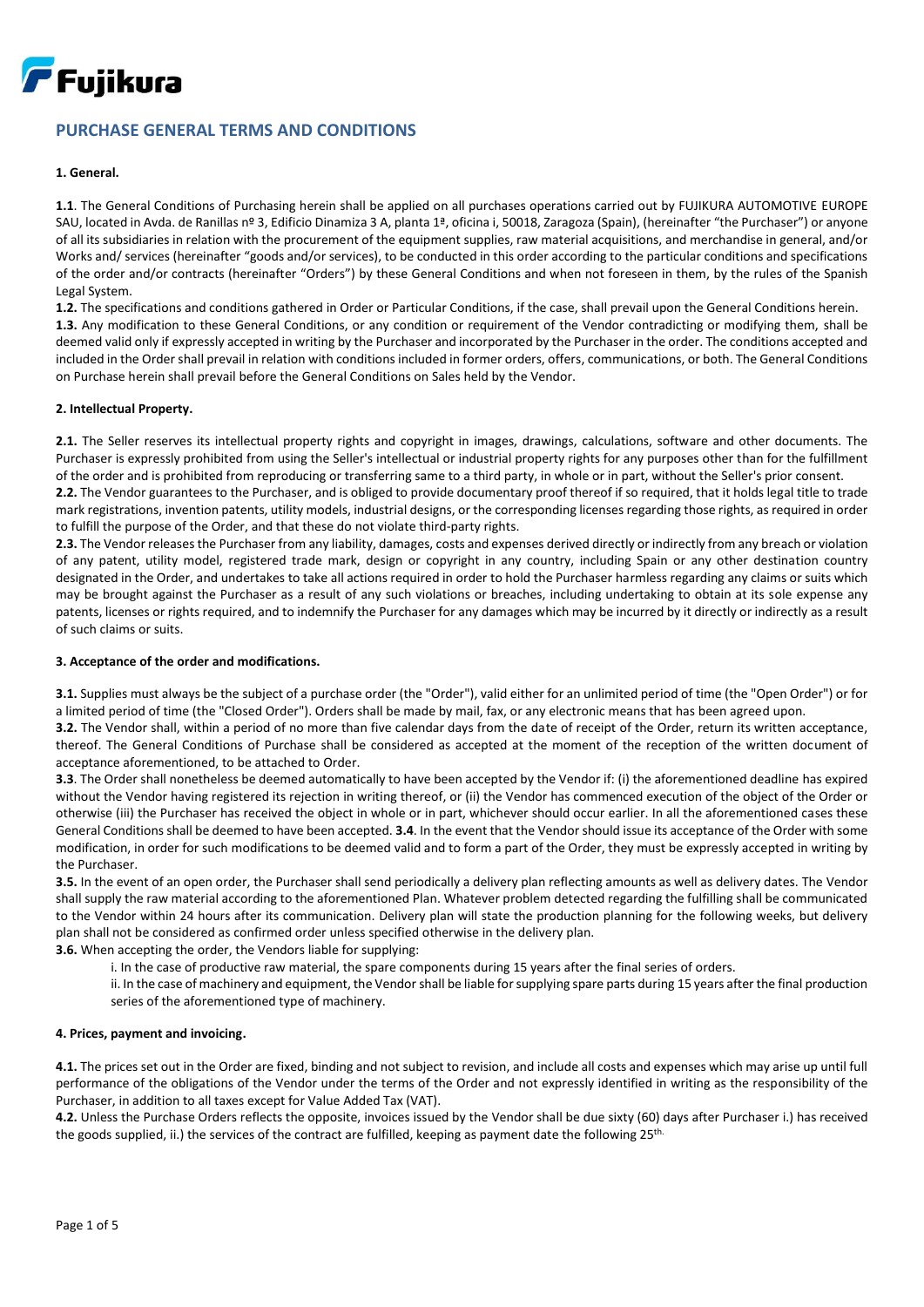Fujikura

# PURCHASE GENERAL TERMS AND CONDITIONS

**1. General.**

**1.1**. The General Conditions of Purchasing herein shall be applied on all purchases operations carried out by FUJIKURA AUTOMOTIVE EUROPE SAU, located in Avda. de Ranillas nº 3, Edificio Dinamiza 3 A, planta 1ª, oficina i, 50018, Zaragoza (Spain), (hereinafter "the Purchaser") or anyone of all its subsidiaries in relation with the procurement of the equipment supplies, raw material acquisitions, and merchandise in general, and/or Works and/ services (hereinafter "goods and/or services), to be conducted in this order according to the particular conditions and specifications of the order and/or contracts (hereinafter "Orders") by these General Conditions and when not foreseen in them, by the rules of the Spanish Legal System.

**1.2.** The specifications and conditions gathered in Order or Particular Conditions, if the case, shall prevail upon the General Conditions herein.

**1.3.** Any modification to these General Conditions, or any condition or requirement of the Vendor contradicting or modifying them, shall be deemed valid only if expressly accepted in writing by the Purchaser and incorporated by the Purchaser in the order. The conditions accepted and included in the Order shall prevail in relation with conditions included in former orders, offers, communications, or both. The General Conditions on Purchase herein shall prevail before the General Conditions on Sales held by the Vendor.

**2. Intellectual Property.**

**2.1.** The Seller reserves its intellectual property rights and copyright in images, drawings, calculations, software and other documents. The Purchaser is expressly prohibited from using the Seller's intellectual or industrial property rights for any purposes other than for the fulfillment of the order and is prohibited from reproducing or transferring same to a third party, in whole or in part, without the Seller's prior consent.

**2.2.** The Vendor guarantees to the Purchaser, and is obliged to provide documentary proof thereof if so required, that it holds legal title to trade mark registrations, invention patents, utility models, industrial designs, or the corresponding licenses regarding those rights, as required in order to fulfill the purpose of the Order, and that these do not violate third-party rights.

**2.3.** The Vendor releases the Purchaser from any liability, damages, costs and expenses derived directly or indirectly from any breach or violation of any patent, utility model, registered trade mark, design or copyright in any country, including Spain or any other destination country designated in the Order, and undertakes to take all actions required in order to hold the Purchaser harmless regarding any claims or suits which may be brought against the Purchaser as a result of any such violations or breaches, including undertaking to obtain at its sole expense any patents, licenses or rights required, and to indemnify the Purchaser for any damages which may be incurred by it directly or indirectly as a result of such claims or suits.

**3. Acceptance of the order and modifications.**

**3.1.** Supplies must always be the subject of a purchase order (the "Order"), valid either for an unlimited period of time (the "Open Order") or for a limited period of time (the "Closed Order"). Orders shall be made by mail, fax, or any electronic means that has been agreed upon.

**3.2.** The Vendor shall, within a period of no more than five calendar days from the date of receipt of the Order, return its written acceptance, thereof. The General Conditions of Purchase shall be considered as accepted at the moment of the reception of the written document of acceptance aforementioned, to be attached to Order.

**3.3**. The Order shall nonetheless be deemed automatically to have been accepted by the Vendor if: (i) the aforementioned deadline has expired without the Vendor having registered its rejection in writing thereof, or (ii) the Vendor has commenced execution of the object of the Order or otherwise (iii) the Purchaser has received the object in whole or in part, whichever should occur earlier. In all the aforementioned cases these General Conditions shall be deemed to have been accepted. **3.4**. In the event that the Vendor should issue its acceptance of the Order with some modification, in order for such modifications to be deemed valid and to form a part of the Order, they must be expressly accepted in writing by the Purchaser.

**3.5.** In the event of an open order, the Purchaser shall send periodically a delivery plan reflecting amounts as well as delivery dates. The Vendor shall supply the raw material according to the aforementioned Plan. Whatever problem detected regarding the fulfilling shall be communicated to the Vendor within 24 hours after its communication. Delivery plan will state the production planning for the following weeks, but delivery plan shall not be considered as confirmed order unless specified otherwise in the delivery plan.

**3.6.** When accepting the order, the Vendors liable for supplying:

i. In the case of productive raw material, the spare components during 15 years after the final series of orders.

ii. In the case of machinery and equipment, the Vendor shall be liable for supplying spare parts during 15 years after the final production series of the aforementioned type of machinery.

**4. Prices, payment and invoicing.**

**4.1.** The prices set out in the Order are fixed, binding and not subject to revision, and include all costs and expenses which may arise up until full performance of the obligations of the Vendor under the terms of the Order and not expressly identified in writing as the responsibility of the Purchaser, in addition to all taxes except for Value Added Tax (VAT).

**4.2.** Unless the Purchase Orders reflects the opposite, invoices issued by the Vendor shall be due sixty (60) days after Purchaser i.) has received the goods supplied, ii.) the services of the contract are fulfilled, keeping as payment date the following 25th.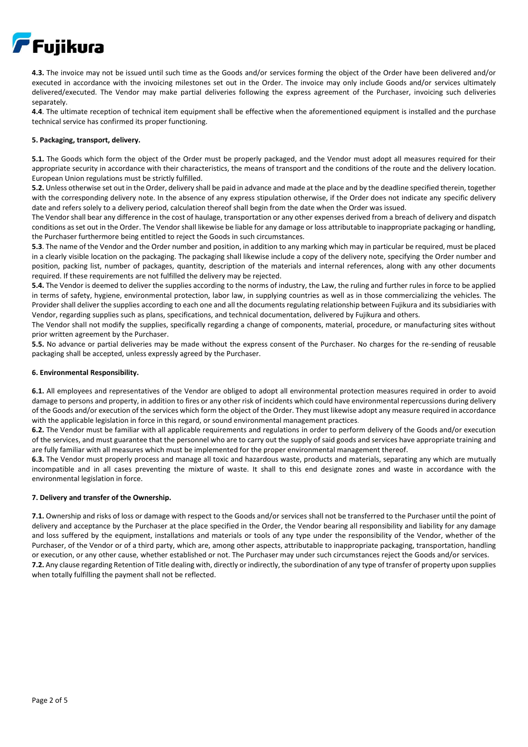**4.3.** The invoice may not be issued until such time as the Goods and/or services forming the object of the Order have been delivered and/or executed in accordance with the invoicing milestones set out in the Order. The invoice may only include Goods and/or services ultimately delivered/executed. The Vendor may make partial deliveries following the express agreement of the Purchaser, invoicing such deliveries separately.

**4.4**. The ultimate reception of technical item equipment shall be effective when the aforementioned equipment is installed and the purchase technical service has confirmed its proper functioning.

**5. Packaging, transport, delivery.**

**5.1.** The Goods which form the object of the Order must be properly packaged, and the Vendor must adopt all measures required for their appropriate security in accordance with their characteristics, the means of transport and the conditions of the route and the delivery location. European Union regulations must be strictly fulfilled.

**5.2.** Unless otherwise set out in the Order, delivery shall be paid in advance and made at the place and by the deadline specified therein, together with the corresponding delivery note. In the absence of any express stipulation otherwise, if the Order does not indicate any specific delivery date and refers solely to a delivery period, calculation thereof shall begin from the date when the Order was issued.

The Vendor shall bear any difference in the cost of haulage, transportation or any other expenses derived from a breach of delivery and dispatch conditions as set out in the Order. The Vendor shall likewise be liable for any damage or loss attributable to inappropriate packaging or handling, the Purchaser furthermore being entitled to reject the Goods in such circumstances.

**5.3**. The name of the Vendor and the Order number and position, in addition to any marking which may in particular be required, must be placed in a clearly visible location on the packaging. The packaging shall likewise include a copy of the delivery note, specifying the Order number and position, packing list, number of packages, quantity, description of the materials and internal references, along with any other documents required. If these requirements are not fulfilled the delivery may be rejected.

**5.4.** The Vendor is deemed to deliver the supplies according to the norms of industry, the Law, the ruling and further rules in force to be applied in terms of safety, hygiene, environmental protection, labor law, in supplying countries as well as in those commercializing the vehicles. The Provider shall deliver the supplies according to each one and all the documents regulating relationship between Fujikura and its subsidiaries with Vendor, regarding supplies such as plans, specifications, and technical documentation, delivered by Fujikura and others.

The Vendor shall not modify the supplies, specifically regarding a change of components, material, procedure, or manufacturing sites without prior written agreement by the Purchaser.

**5.5.** No advance or partial deliveries may be made without the express consent of the Purchaser. No charges for the re-sending of reusable packaging shall be accepted, unless expressly agreed by the Purchaser.

**6. Environmental Responsibility.**

**6.1.** All employees and representatives of the Vendor are obliged to adopt all environmental protection measures required in order to avoid damage to persons and property, in addition to fires or any other risk of incidents which could have environmental repercussions during delivery of the Goods and/or execution of the services which form the object of the Order. They must likewise adopt any measure required in accordance with the applicable legislation in force in this regard, or sound environmental management practices.

**6.2.** The Vendor must be familiar with all applicable requirements and regulations in order to perform delivery of the Goods and/or execution of the services, and must guarantee that the personnel who are to carry out the supply of said goods and services have appropriate training and are fully familiar with all measures which must be implemented for the proper environmental management thereof.

**6.3.** The Vendor must properly process and manage all toxic and hazardous waste, products and materials, separating any which are mutually incompatible and in all cases preventing the mixture of waste. It shall to this end designate zones and waste in accordance with the environmental legislation in force.

**7. Delivery and transfer of the Ownership.**

**7.1.** Ownership and risks of loss or damage with respect to the Goods and/or services shall not be transferred to the Purchaser until the point of delivery and acceptance by the Purchaser at the place specified in the Order, the Vendor bearing all responsibility and liability for any damage and loss suffered by the equipment, installations and materials or tools of any type under the responsibility of the Vendor, whether of the Purchaser, of the Vendor or of a third party, which are, among other aspects, attributable to inappropriate packaging, transportation, handling or execution, or any other cause, whether established or not. The Purchaser may under such circumstances reject the Goods and/or services.

**7.2.** Any clause regarding Retention of Title dealing with, directly or indirectly, the subordination of any type of transfer of property upon supplies when totally fulfilling the payment shall not be reflected.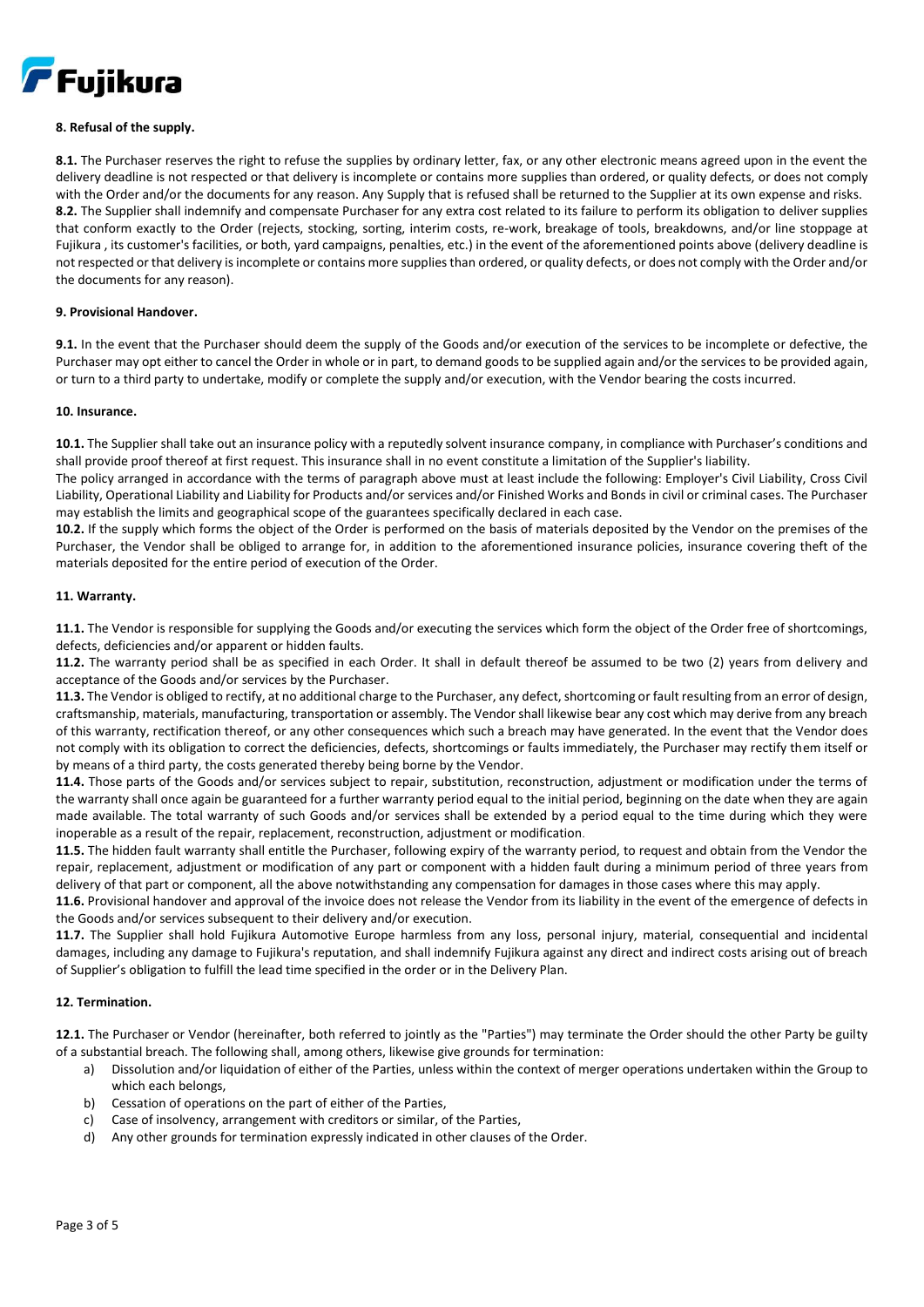**8. Refusal of the supply.**

**8.1.** The Purchaser reserves the right to refuse the supplies by ordinary letter, fax, or any other electronic means agreed upon in the event the delivery deadline is not respected or that delivery is incomplete or contains more supplies than ordered, or quality defects, or does not comply with the Order and/or the documents for any reason. Any Supply that is refused shall be returned to the Supplier at its own expense and risks.
**8.2.** The Supplier shall indemnify and compensate Purchaser for any extra cost related to its failure to perform its obligation to deliver supplies that conform exactly to the Order (rejects, stocking, sorting, interim costs, re-work, breakage of tools, breakdowns, and/or line stoppage at Fujikura , its customer's facilities, or both, yard campaigns, penalties, etc.) in the event of the aforementioned points above (delivery deadline is not respected or that delivery is incomplete or contains more supplies than ordered, or quality defects, or does not comply with the Order and/or the documents for any reason).

**9. Provisional Handover.**

**9.1.** In the event that the Purchaser should deem the supply of the Goods and/or execution of the services to be incomplete or defective, the Purchaser may opt either to cancel the Order in whole or in part, to demand goods to be supplied again and/or the services to be provided again, or turn to a third party to undertake, modify or complete the supply and/or execution, with the Vendor bearing the costs incurred.

**10. Insurance.**

**10.1.** The Supplier shall take out an insurance policy with a reputedly solvent insurance company, in compliance with Purchaser's conditions and shall provide proof thereof at first request. This insurance shall in no event constitute a limitation of the Supplier's liability.
The policy arranged in accordance with the terms of paragraph above must at least include the following: Employer's Civil Liability, Cross Civil Liability, Operational Liability and Liability for Products and/or services and/or Finished Works and Bonds in civil or criminal cases. The Purchaser may establish the limits and geographical scope of the guarantees specifically declared in each case.
**10.2.** If the supply which forms the object of the Order is performed on the basis of materials deposited by the Vendor on the premises of the Purchaser, the Vendor shall be obliged to arrange for, in addition to the aforementioned insurance policies, insurance covering theft of the materials deposited for the entire period of execution of the Order.

**11. Warranty.**

**11.1.** The Vendor is responsible for supplying the Goods and/or executing the services which form the object of the Order free of shortcomings, defects, deficiencies and/or apparent or hidden faults.
**11.2.** The warranty period shall be as specified in each Order. It shall in default thereof be assumed to be two (2) years from delivery and acceptance of the Goods and/or services by the Purchaser.
**11.3.** The Vendor is obliged to rectify, at no additional charge to the Purchaser, any defect, shortcoming or fault resulting from an error of design, craftsmanship, materials, manufacturing, transportation or assembly. The Vendor shall likewise bear any cost which may derive from any breach of this warranty, rectification thereof, or any other consequences which such a breach may have generated. In the event that the Vendor does not comply with its obligation to correct the deficiencies, defects, shortcomings or faults immediately, the Purchaser may rectify them itself or by means of a third party, the costs generated thereby being borne by the Vendor.
**11.4.** Those parts of the Goods and/or services subject to repair, substitution, reconstruction, adjustment or modification under the terms of the warranty shall once again be guaranteed for a further warranty period equal to the initial period, beginning on the date when they are again made available. The total warranty of such Goods and/or services shall be extended by a period equal to the time during which they were inoperable as a result of the repair, replacement, reconstruction, adjustment or modification.
**11.5.** The hidden fault warranty shall entitle the Purchaser, following expiry of the warranty period, to request and obtain from the Vendor the repair, replacement, adjustment or modification of any part or component with a hidden fault during a minimum period of three years from delivery of that part or component, all the above notwithstanding any compensation for damages in those cases where this may apply.
**11.6.** Provisional handover and approval of the invoice does not release the Vendor from its liability in the event of the emergence of defects in the Goods and/or services subsequent to their delivery and/or execution.
**11.7.** The Supplier shall hold Fujikura Automotive Europe harmless from any loss, personal injury, material, consequential and incidental damages, including any damage to Fujikura's reputation, and shall indemnify Fujikura against any direct and indirect costs arising out of breach of Supplier's obligation to fulfill the lead time specified in the order or in the Delivery Plan.

**12. Termination.**

**12.1.** The Purchaser or Vendor (hereinafter, both referred to jointly as the "Parties") may terminate the Order should the other Party be guilty of a substantial breach. The following shall, among others, likewise give grounds for termination:

a) Dissolution and/or liquidation of either of the Parties, unless within the context of merger operations undertaken within the Group to which each belongs,
b) Cessation of operations on the part of either of the Parties,
c) Case of insolvency, arrangement with creditors or similar, of the Parties,
d) Any other grounds for termination expressly indicated in other clauses of the Order.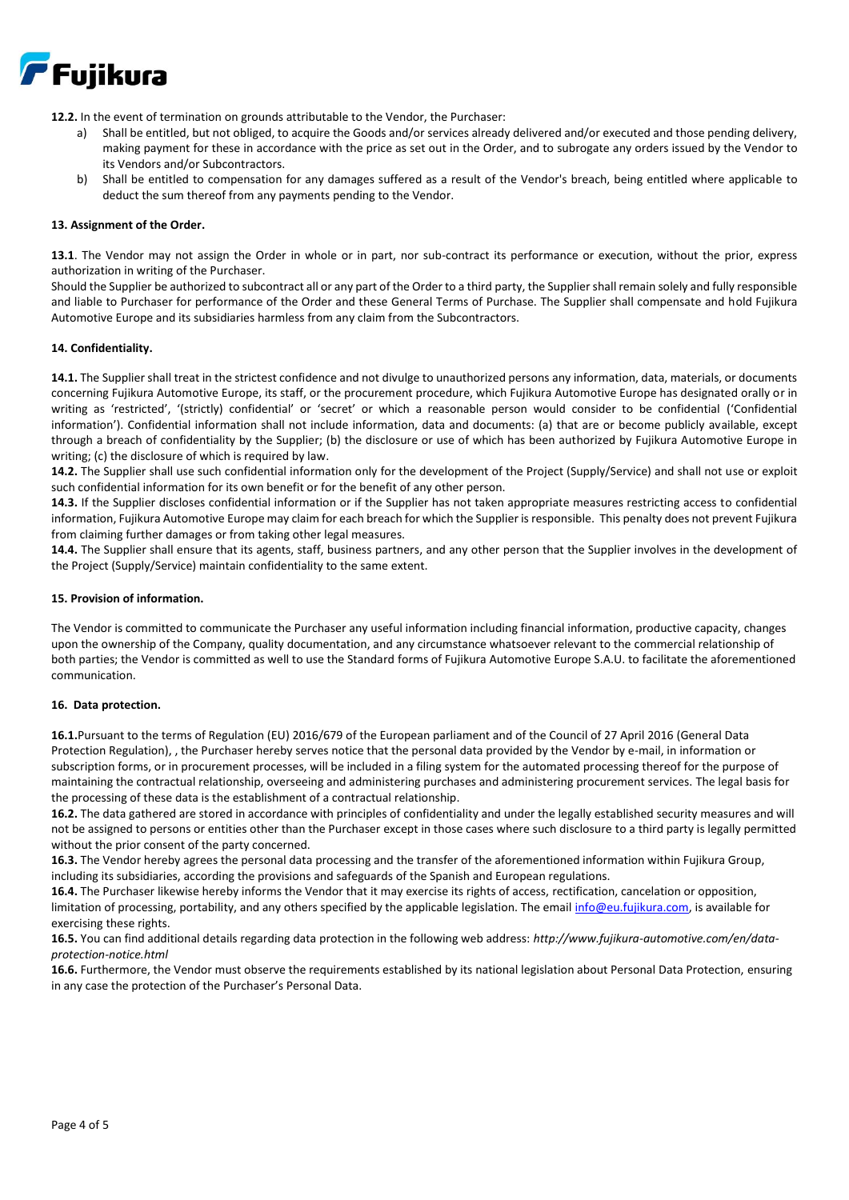**12.2.** In the event of termination on grounds attributable to the Vendor, the Purchaser:

a) Shall be entitled, but not obliged, to acquire the Goods and/or services already delivered and/or executed and those pending delivery, making payment for these in accordance with the price as set out in the Order, and to subrogate any orders issued by the Vendor to its Vendors and/or Subcontractors.

b) Shall be entitled to compensation for any damages suffered as a result of the Vendor's breach, being entitled where applicable to deduct the sum thereof from any payments pending to the Vendor.

**13. Assignment of the Order.**

**13.1**. The Vendor may not assign the Order in whole or in part, nor sub-contract its performance or execution, without the prior, express authorization in writing of the Purchaser.

Should the Supplier be authorized to subcontract all or any part of the Order to a third party, the Supplier shall remain solely and fully responsible and liable to Purchaser for performance of the Order and these General Terms of Purchase. The Supplier shall compensate and hold Fujikura Automotive Europe and its subsidiaries harmless from any claim from the Subcontractors.

**14. Confidentiality.**

**14.1.** The Supplier shall treat in the strictest confidence and not divulge to unauthorized persons any information, data, materials, or documents concerning Fujikura Automotive Europe, its staff, or the procurement procedure, which Fujikura Automotive Europe has designated orally or in writing as 'restricted', '(strictly) confidential' or 'secret' or which a reasonable person would consider to be confidential ('Confidential information'). Confidential information shall not include information, data and documents: (a) that are or become publicly available, except through a breach of confidentiality by the Supplier; (b) the disclosure or use of which has been authorized by Fujikura Automotive Europe in writing; (c) the disclosure of which is required by law.

**14.2.** The Supplier shall use such confidential information only for the development of the Project (Supply/Service) and shall not use or exploit such confidential information for its own benefit or for the benefit of any other person.

**14.3.** If the Supplier discloses confidential information or if the Supplier has not taken appropriate measures restricting access to confidential information, Fujikura Automotive Europe may claim for each breach for which the Supplier is responsible. This penalty does not prevent Fujikura from claiming further damages or from taking other legal measures.

**14.4.** The Supplier shall ensure that its agents, staff, business partners, and any other person that the Supplier involves in the development of the Project (Supply/Service) maintain confidentiality to the same extent.

**15. Provision of information.**

The Vendor is committed to communicate the Purchaser any useful information including financial information, productive capacity, changes upon the ownership of the Company, quality documentation, and any circumstance whatsoever relevant to the commercial relationship of both parties; the Vendor is committed as well to use the Standard forms of Fujikura Automotive Europe S.A.U. to facilitate the aforementioned communication.

**16. Data protection.**

**16.1.**Pursuant to the terms of Regulation (EU) 2016/679 of the European parliament and of the Council of 27 April 2016 (General Data Protection Regulation), , the Purchaser hereby serves notice that the personal data provided by the Vendor by e-mail, in information or subscription forms, or in procurement processes, will be included in a filing system for the automated processing thereof for the purpose of maintaining the contractual relationship, overseeing and administering purchases and administering procurement services. The legal basis for the processing of these data is the establishment of a contractual relationship.

**16.2.** The data gathered are stored in accordance with principles of confidentiality and under the legally established security measures and will not be assigned to persons or entities other than the Purchaser except in those cases where such disclosure to a third party is legally permitted without the prior consent of the party concerned.

**16.3.** The Vendor hereby agrees the personal data processing and the transfer of the aforementioned information within Fujikura Group, including its subsidiaries, according the provisions and safeguards of the Spanish and European regulations.

**16.4.** The Purchaser likewise hereby informs the Vendor that it may exercise its rights of access, rectification, cancelation or opposition, limitation of processing, portability, and any others specified by the applicable legislation. The email info@eu.fujikura.com, is available for exercising these rights.

**16.5.** You can find additional details regarding data protection in the following web address: *http://www.fujikura-automotive.com/en/data-protection-notice.html*

**16.6.** Furthermore, the Vendor must observe the requirements established by its national legislation about Personal Data Protection, ensuring in any case the protection of the Purchaser's Personal Data.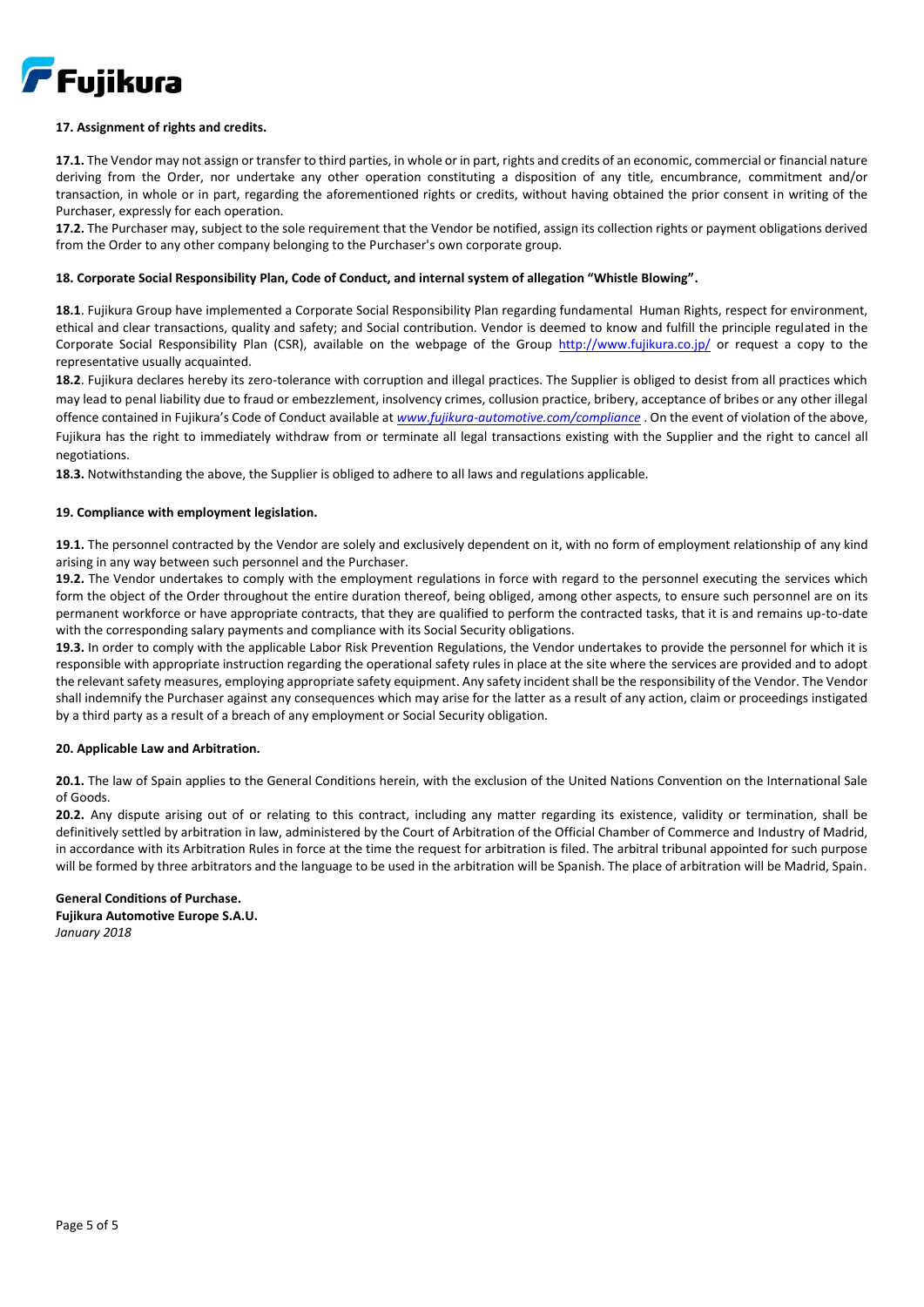**17. Assignment of rights and credits.**

**17.1.** The Vendor may not assign or transfer to third parties, in whole or in part, rights and credits of an economic, commercial or financial nature deriving from the Order, nor undertake any other operation constituting a disposition of any title, encumbrance, commitment and/or transaction, in whole or in part, regarding the aforementioned rights or credits, without having obtained the prior consent in writing of the Purchaser, expressly for each operation.
**17.2.** The Purchaser may, subject to the sole requirement that the Vendor be notified, assign its collection rights or payment obligations derived from the Order to any other company belonging to the Purchaser's own corporate group.

**18. Corporate Social Responsibility Plan, Code of Conduct, and internal system of allegation "Whistle Blowing".**

**18.1**. Fujikura Group have implemented a Corporate Social Responsibility Plan regarding fundamental Human Rights, respect for environment, ethical and clear transactions, quality and safety; and Social contribution. Vendor is deemed to know and fulfill the principle regulated in the Corporate Social Responsibility Plan (CSR), available on the webpage of the Group http://www.fujikura.co.jp/ or request a copy to the representative usually acquainted.
**18.2**. Fujikura declares hereby its zero-tolerance with corruption and illegal practices. The Supplier is obliged to desist from all practices which may lead to penal liability due to fraud or embezzlement, insolvency crimes, collusion practice, bribery, acceptance of bribes or any other illegal offence contained in Fujikura's Code of Conduct available at *www.fujikura-automotive.com/compliance* . On the event of violation of the above, Fujikura has the right to immediately withdraw from or terminate all legal transactions existing with the Supplier and the right to cancel all negotiations.
**18.3.** Notwithstanding the above, the Supplier is obliged to adhere to all laws and regulations applicable.

**19. Compliance with employment legislation.**

**19.1.** The personnel contracted by the Vendor are solely and exclusively dependent on it, with no form of employment relationship of any kind arising in any way between such personnel and the Purchaser.
**19.2.** The Vendor undertakes to comply with the employment regulations in force with regard to the personnel executing the services which form the object of the Order throughout the entire duration thereof, being obliged, among other aspects, to ensure such personnel are on its permanent workforce or have appropriate contracts, that they are qualified to perform the contracted tasks, that it is and remains up-to-date with the corresponding salary payments and compliance with its Social Security obligations.
**19.3.** In order to comply with the applicable Labor Risk Prevention Regulations, the Vendor undertakes to provide the personnel for which it is responsible with appropriate instruction regarding the operational safety rules in place at the site where the services are provided and to adopt the relevant safety measures, employing appropriate safety equipment. Any safety incident shall be the responsibility of the Vendor. The Vendor shall indemnify the Purchaser against any consequences which may arise for the latter as a result of any action, claim or proceedings instigated by a third party as a result of a breach of any employment or Social Security obligation.

**20. Applicable Law and Arbitration.**

**20.1.** The law of Spain applies to the General Conditions herein, with the exclusion of the United Nations Convention on the International Sale of Goods.
**20.2.** Any dispute arising out of or relating to this contract, including any matter regarding its existence, validity or termination, shall be definitively settled by arbitration in law, administered by the Court of Arbitration of the Official Chamber of Commerce and Industry of Madrid, in accordance with its Arbitration Rules in force at the time the request for arbitration is filed. The arbitral tribunal appointed for such purpose will be formed by three arbitrators and the language to be used in the arbitration will be Spanish. The place of arbitration will be Madrid, Spain.

**General Conditions of Purchase.**
**Fujikura Automotive Europe S.A.U.**
*January 2018*